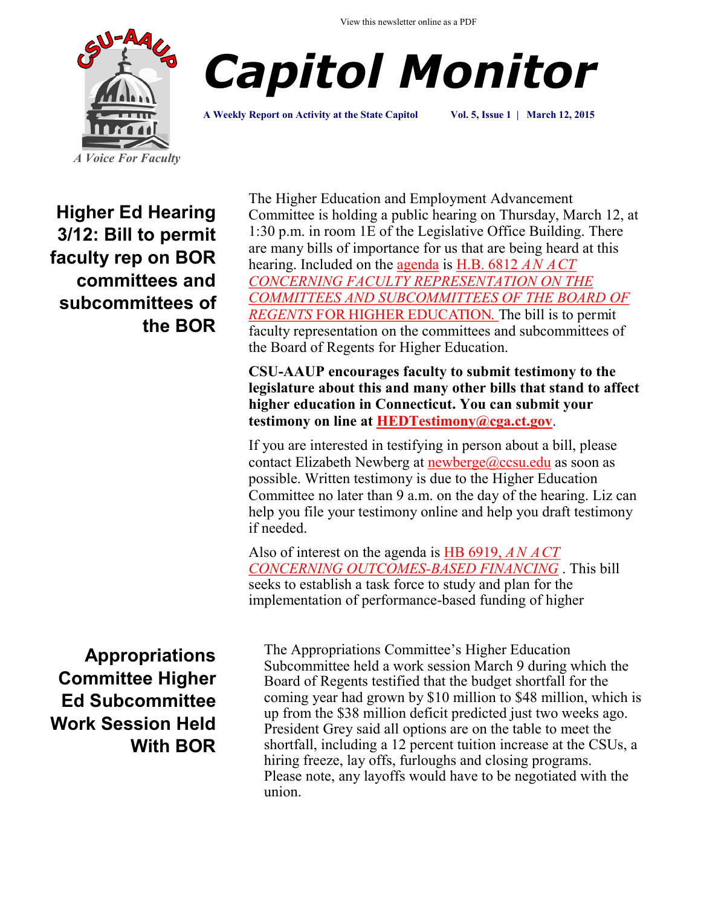View this newsletter online as a PDF

CSU-AAUP

A Voice For Faculty

# Capitol Monitor

**A Weekly Report on Activity at the State Capitol** **Vol. 5, Issue 1 | March 12, 2015**

## Higher Ed Hearing 3/12: Bill to permit faculty rep on BOR committees and subcommittees of the BOR

The Higher Education and Employment Advancement Committee is holding a public hearing on Thursday, March 12, at 1:30 p.m. in room 1E of the Legislative Office Building. There are many bills of importance for us that are being heard at this hearing. Included on the agenda is H.B. 6812 *AN ACT CONCERNING FACULTY REPRESENTATION ON THE COMMITTEES AND SUBCOMMITTEES OF THE BOARD OF REGENTS* FOR HIGHER EDUCATION. The bill is to permit faculty representation on the committees and subcommittees of the Board of Regents for Higher Education.

**CSU-AAUP encourages faculty to submit testimony to the legislature about this and many other bills that stand to affect higher education in Connecticut. You can submit your testimony on line at HEDTestimony@cga.ct.gov.**

If you are interested in testifying in person about a bill, please contact Elizabeth Newberg at newberge@ccsu.edu as soon as possible. Written testimony is due to the Higher Education Committee no later than 9 a.m. on the day of the hearing. Liz can help you file your testimony online and help you draft testimony if needed.

Also of interest on the agenda is HB 6919, *AN ACT CONCERNING OUTCOMES-BASED FINANCING* . This bill seeks to establish a task force to study and plan for the implementation of performance-based funding of higher

## Appropriations Committee Higher Ed Subcommittee Work Session Held With BOR

The Appropriations Committee's Higher Education Subcommittee held a work session March 9 during which the Board of Regents testified that the budget shortfall for the coming year had grown by $10 million to $48 million, which is up from the $38 million deficit predicted just two weeks ago. President Grey said all options are on the table to meet the shortfall, including a 12 percent tuition increase at the CSUs, a hiring freeze, lay offs, furloughs and closing programs. Please note, any layoffs would have to be negotiated with the union.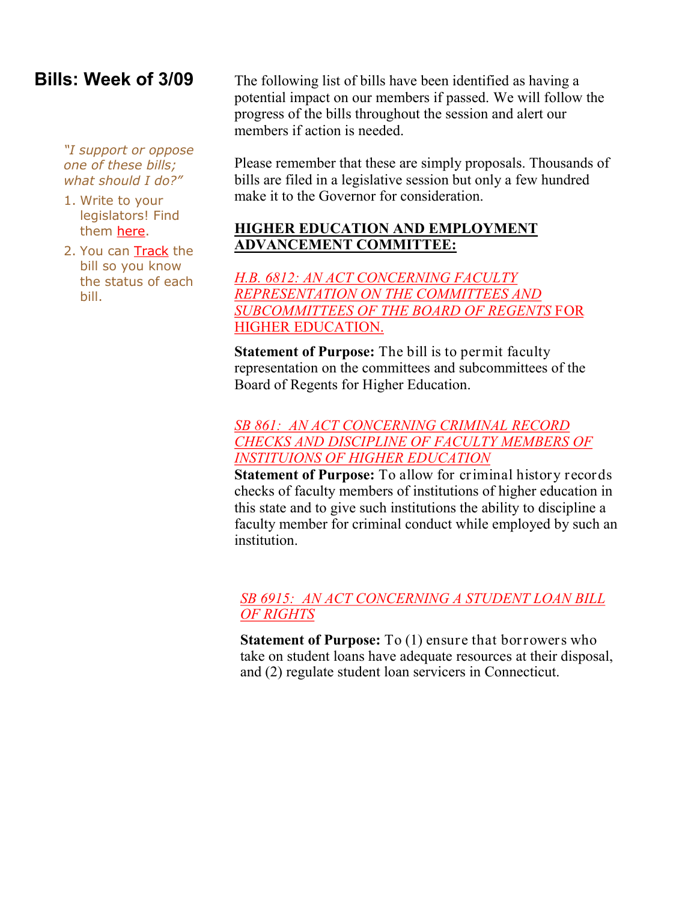## Bills: Week of 3/09

*"I support or oppose one of these bills; what should I do?"*

1. Write to your legislators! Find them here.
2. You can Track the bill so you know the status of each bill.

The following list of bills have been identified as having a potential impact on our members if passed. We will follow the progress of the bills throughout the session and alert our members if action is needed.

Please remember that these are simply proposals. Thousands of bills are filed in a legislative session but only a few hundred make it to the Governor for consideration.

**HIGHER EDUCATION AND EMPLOYMENT ADVANCEMENT COMMITTEE:**

*H.B. 6812: AN ACT CONCERNING FACULTY REPRESENTATION ON THE COMMITTEES AND SUBCOMMITTEES OF THE BOARD OF REGENTS* FOR HIGHER EDUCATION.

**Statement of Purpose:** The bill is to permit faculty representation on the committees and subcommittees of the Board of Regents for Higher Education.

*SB 861: AN ACT CONCERNING CRIMINAL RECORD CHECKS AND DISCIPLINE OF FACULTY MEMBERS OF INSTITUIONS OF HIGHER EDUCATION*

**Statement of Purpose:** To allow for criminal history records checks of faculty members of institutions of higher education in this state and to give such institutions the ability to discipline a faculty member for criminal conduct while employed by such an institution.

*SB 6915: AN ACT CONCERNING A STUDENT LOAN BILL OF RIGHTS*

**Statement of Purpose:** To (1) ensure that borrowers who take on student loans have adequate resources at their disposal, and (2) regulate student loan servicers in Connecticut.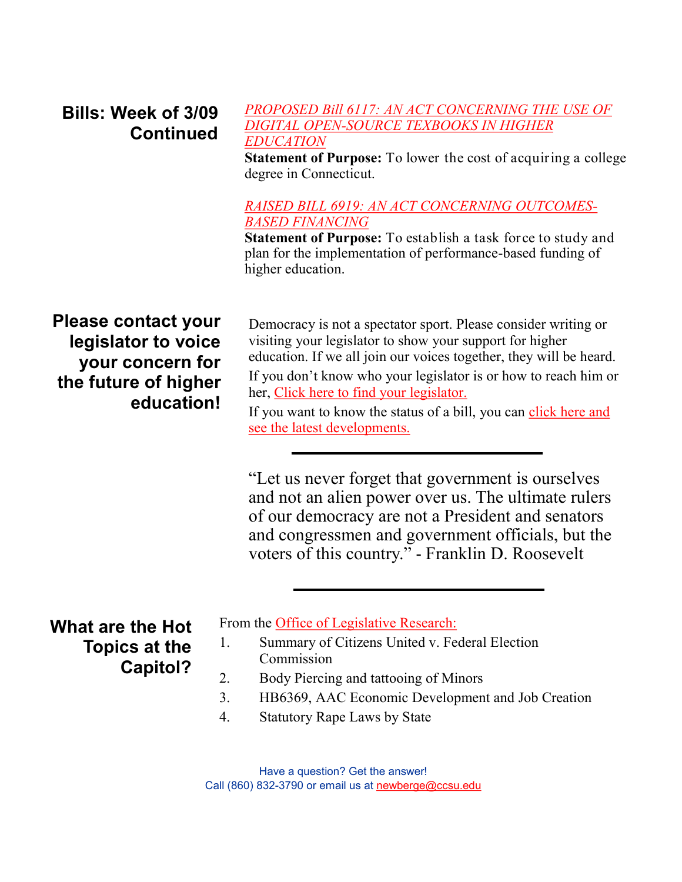## Bills: Week of 3/09 Continued

*PROPOSED Bill 6117: AN ACT CONCERNING THE USE OF DIGITAL OPEN-SOURCE TEXBOOKS IN HIGHER EDUCATION*

**Statement of Purpose:** To lower the cost of acquiring a college degree in Connecticut.

*RAISED BILL 6919: AN ACT CONCERNING OUTCOMES-BASED FINANCING*

**Statement of Purpose:** To establish a task force to study and plan for the implementation of performance-based funding of higher education.

## Please contact your legislator to voice your concern for the future of higher education!

Democracy is not a spectator sport. Please consider writing or visiting your legislator to show your support for higher education. If we all join our voices together, they will be heard.

If you don't know who your legislator is or how to reach him or her, Click here to find your legislator.

If you want to know the status of a bill, you can click here and see the latest developments.

---

"Let us never forget that government is ourselves and not an alien power over us. The ultimate rulers of our democracy are not a President and senators and congressmen and government officials, but the voters of this country." - Franklin D. Roosevelt

---

## What are the Hot Topics at the Capitol?

From the Office of Legislative Research:

1. Summary of Citizens United v. Federal Election Commission
2. Body Piercing and tattooing of Minors
3. HB6369, AAC Economic Development and Job Creation
4. Statutory Rape Laws by State

Have a question? Get the answer!
Call (860) 832-3790 or email us at newberge@ccsu.edu